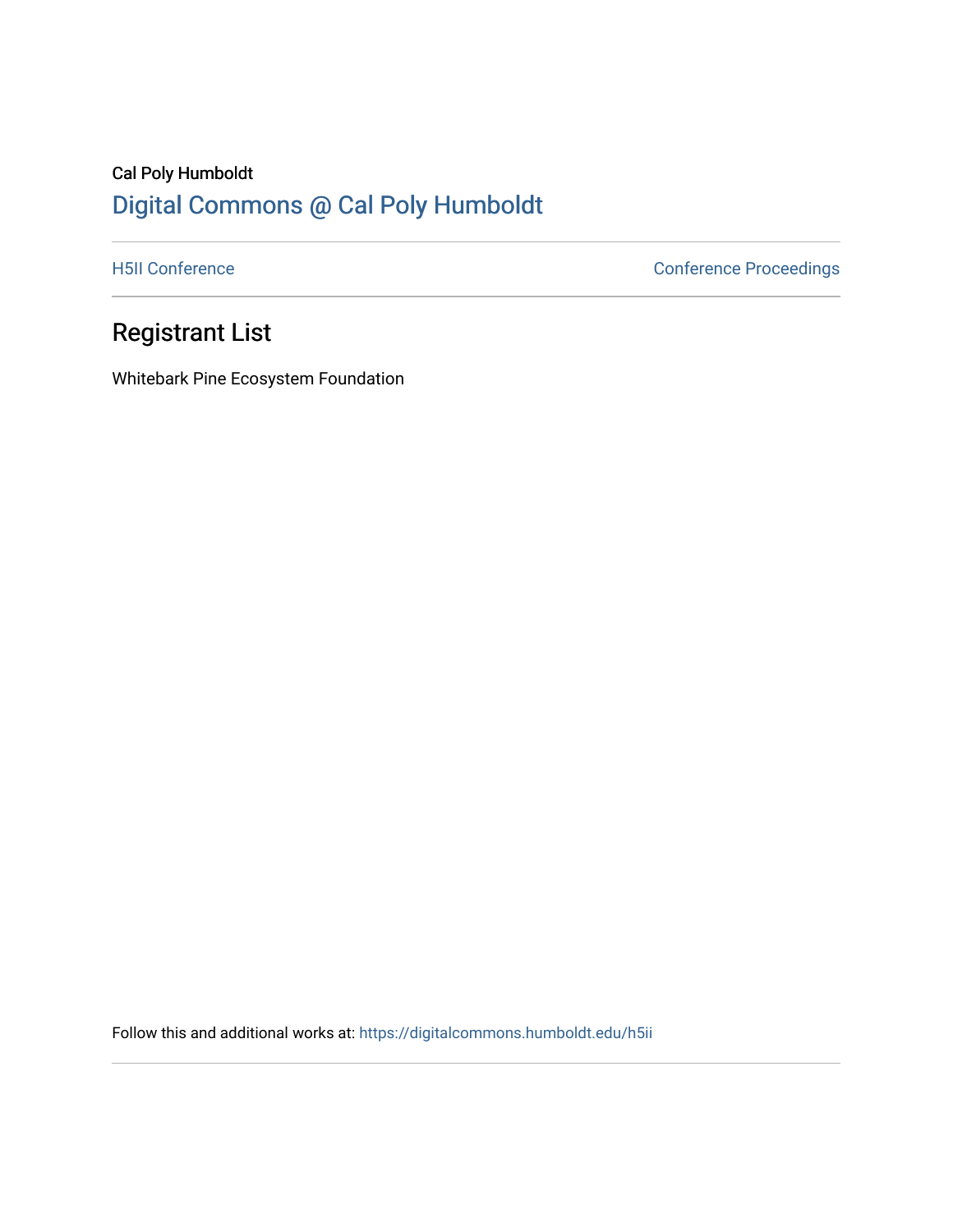Cal Poly Humboldt

Digital Commons @ Cal Poly Humboldt

H5II Conference | Conference Proceedings

# Registrant List

Whitebark Pine Ecosystem Foundation

Follow this and additional works at: https://digitalcommons.humboldt.edu/h5ii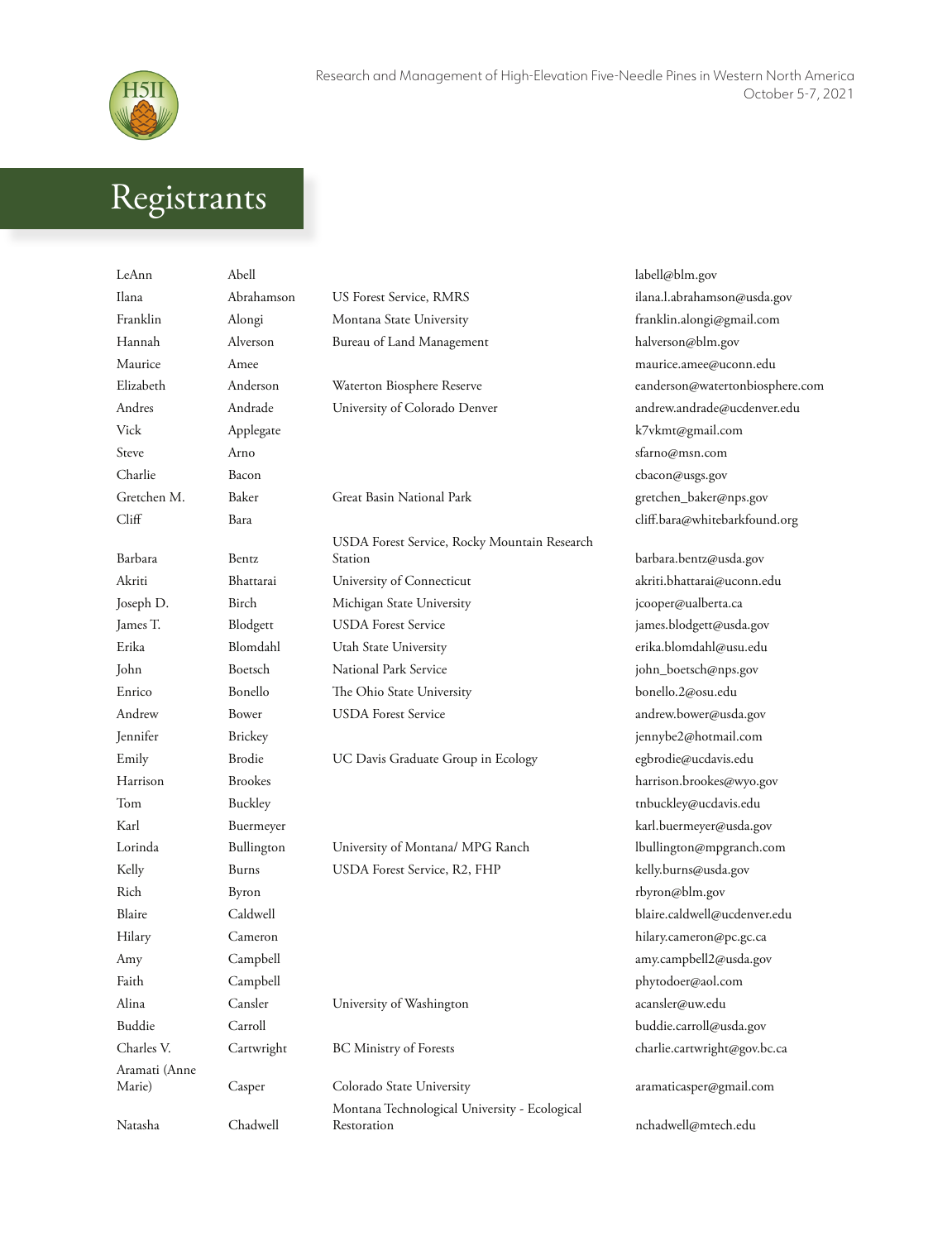# Registrants

| | | | |
|---|---|---|---|
| LeAnn | Abell | | labell@blm.gov |
| Ilana | Abrahamson | US Forest Service, RMRS | ilana.l.abrahamson@usda.gov |
| Franklin | Alongi | Montana State University | franklin.alongi@gmail.com |
| Hannah | Alverson | Bureau of Land Management | halverson@blm.gov |
| Maurice | Amee | | maurice.amee@uconn.edu |
| Elizabeth | Anderson | Waterton Biosphere Reserve | eanderson@watertonbiosphere.com |
| Andres | Andrade | University of Colorado Denver | andrew.andrade@ucdenver.edu |
| Vick | Applegate | | k7vkmt@gmail.com |
| Steve | Arno | | sfarno@msn.com |
| Charlie | Bacon | | cbacon@usgs.gov |
| Gretchen M. | Baker | Great Basin National Park | gretchen_baker@nps.gov |
| Cliff | Bara | | cliff.bara@whitebarkfound.org |
| Barbara | Bentz | USDA Forest Service, Rocky Mountain Research Station | barbara.bentz@usda.gov |
| Akriti | Bhattarai | University of Connecticut | akriti.bhattarai@uconn.edu |
| Joseph D. | Birch | Michigan State University | jcooper@ualberta.ca |
| James T. | Blodgett | USDA Forest Service | james.blodgett@usda.gov |
| Erika | Blomdahl | Utah State University | erika.blomdahl@usu.edu |
| John | Boetsch | National Park Service | john_boetsch@nps.gov |
| Enrico | Bonello | The Ohio State University | bonello.2@osu.edu |
| Andrew | Bower | USDA Forest Service | andrew.bower@usda.gov |
| Jennifer | Brickey | | jennybe2@hotmail.com |
| Emily | Brodie | UC Davis Graduate Group in Ecology | egbrodie@ucdavis.edu |
| Harrison | Brookes | | harrison.brookes@wyo.gov |
| Tom | Buckley | | tnbuckley@ucdavis.edu |
| Karl | Buermeyer | | karl.buermeyer@usda.gov |
| Lorinda | Bullington | University of Montana/ MPG Ranch | lbullington@mpgranch.com |
| Kelly | Burns | USDA Forest Service, R2, FHP | kelly.burns@usda.gov |
| Rich | Byron | | rbyron@blm.gov |
| Blaire | Caldwell | | blaire.caldwell@ucdenver.edu |
| Hilary | Cameron | | hilary.cameron@pc.gc.ca |
| Amy | Campbell | | amy.campbell2@usda.gov |
| Faith | Campbell | | phytodoer@aol.com |
| Alina | Cansler | University of Washington | acansler@uw.edu |
| Buddie | Carroll | | buddie.carroll@usda.gov |
| Charles V. | Cartwright | BC Ministry of Forests | charlie.cartwright@gov.bc.ca |
| Aramati (Anne Marie) | Casper | Colorado State University | aramaticasper@gmail.com |
| Natasha | Chadwell | Montana Technological University - Ecological Restoration | nchadwell@mtech.edu |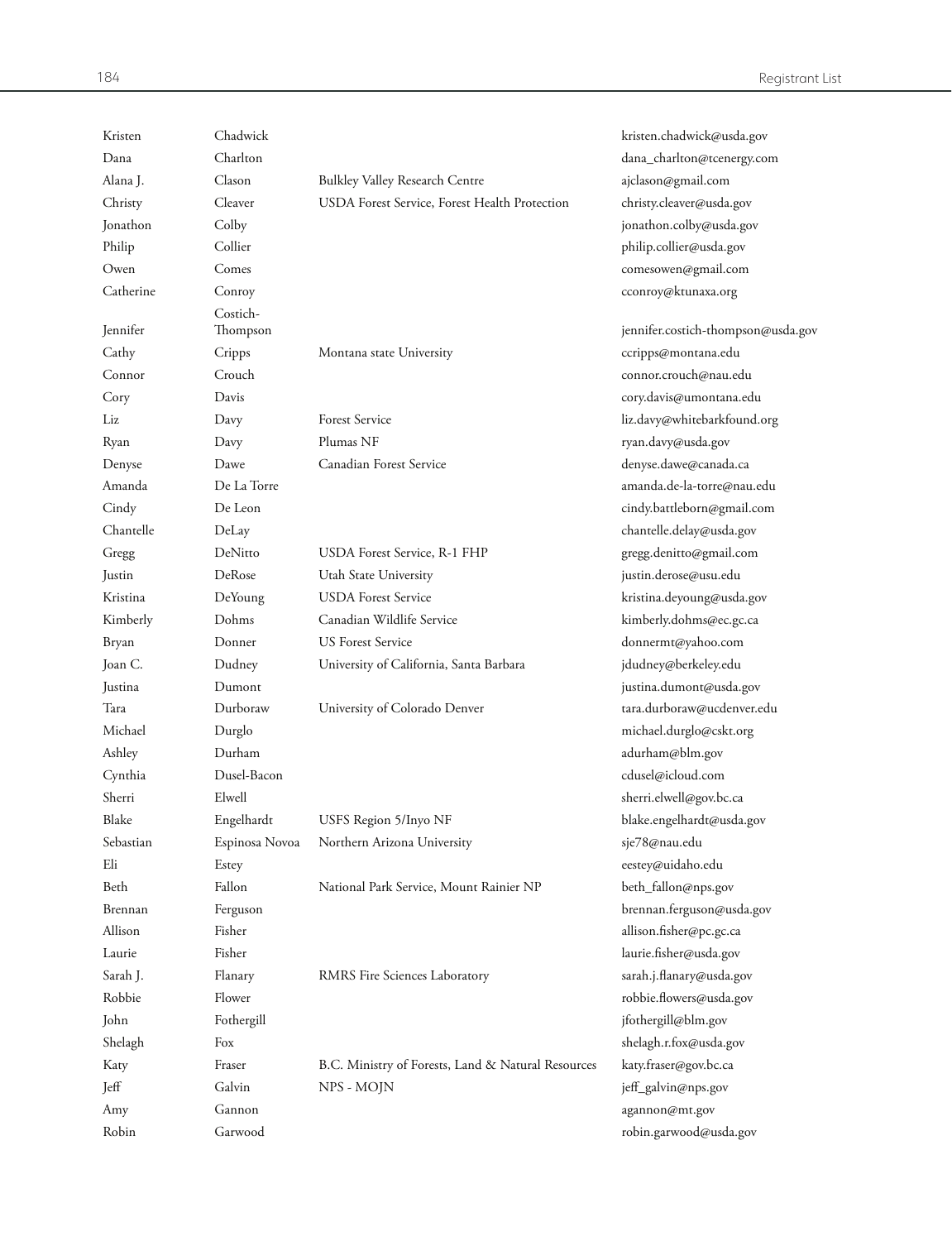| | | | |
|---|---|---|---|
| Kristen | Chadwick | | kristen.chadwick@usda.gov |
| Dana | Charlton | | dana_charlton@tcenergy.com |
| Alana J. | Clason | Bulkley Valley Research Centre | ajclason@gmail.com |
| Christy | Cleaver | USDA Forest Service, Forest Health Protection | christy.cleaver@usda.gov |
| Jonathon | Colby | | jonathon.colby@usda.gov |
| Philip | Collier | | philip.collier@usda.gov |
| Owen | Comes | | comesowen@gmail.com |
| Catherine | Conroy | | cconroy@ktunaxa.org |
| Jennifer | Costich-Thompson | | jennifer.costich-thompson@usda.gov |
| Cathy | Cripps | Montana state University | ccripps@montana.edu |
| Connor | Crouch | | connor.crouch@nau.edu |
| Cory | Davis | | cory.davis@umontana.edu |
| Liz | Davy | Forest Service | liz.davy@whitebarkfound.org |
| Ryan | Davy | Plumas NF | ryan.davy@usda.gov |
| Denyse | Dawe | Canadian Forest Service | denyse.dawe@canada.ca |
| Amanda | De La Torre | | amanda.de-la-torre@nau.edu |
| Cindy | De Leon | | cindy.battleborn@gmail.com |
| Chantelle | DeLay | | chantelle.delay@usda.gov |
| Gregg | DeNitto | USDA Forest Service, R-1 FHP | gregg.denitto@gmail.com |
| Justin | DeRose | Utah State University | justin.derose@usu.edu |
| Kristina | DeYoung | USDA Forest Service | kristina.deyoung@usda.gov |
| Kimberly | Dohms | Canadian Wildlife Service | kimberly.dohms@ec.gc.ca |
| Bryan | Donner | US Forest Service | donnermt@yahoo.com |
| Joan C. | Dudney | University of California, Santa Barbara | jdudney@berkeley.edu |
| Justina | Dumont | | justina.dumont@usda.gov |
| Tara | Durboraw | University of Colorado Denver | tara.durboraw@ucdenver.edu |
| Michael | Durglo | | michael.durglo@cskt.org |
| Ashley | Durham | | adurham@blm.gov |
| Cynthia | Dusel-Bacon | | cdusel@icloud.com |
| Sherri | Elwell | | sherri.elwell@gov.bc.ca |
| Blake | Engelhardt | USFS Region 5/Inyo NF | blake.engelhardt@usda.gov |
| Sebastian | Espinosa Novoa | Northern Arizona University | sje78@nau.edu |
| Eli | Estey | | eestey@uidaho.edu |
| Beth | Fallon | National Park Service, Mount Rainier NP | beth_fallon@nps.gov |
| Brennan | Ferguson | | brennan.ferguson@usda.gov |
| Allison | Fisher | | allison.fisher@pc.gc.ca |
| Laurie | Fisher | | laurie.fisher@usda.gov |
| Sarah J. | Flanary | RMRS Fire Sciences Laboratory | sarah.j.flanary@usda.gov |
| Robbie | Flower | | robbie.flowers@usda.gov |
| John | Fothergill | | jfothergill@blm.gov |
| Shelagh | Fox | | shelagh.r.fox@usda.gov |
| Katy | Fraser | B.C. Ministry of Forests, Land & Natural Resources | katy.fraser@gov.bc.ca |
| Jeff | Galvin | NPS - MOJN | jeff_galvin@nps.gov |
| Amy | Gannon | | agannon@mt.gov |
| Robin | Garwood | | robin.garwood@usda.gov |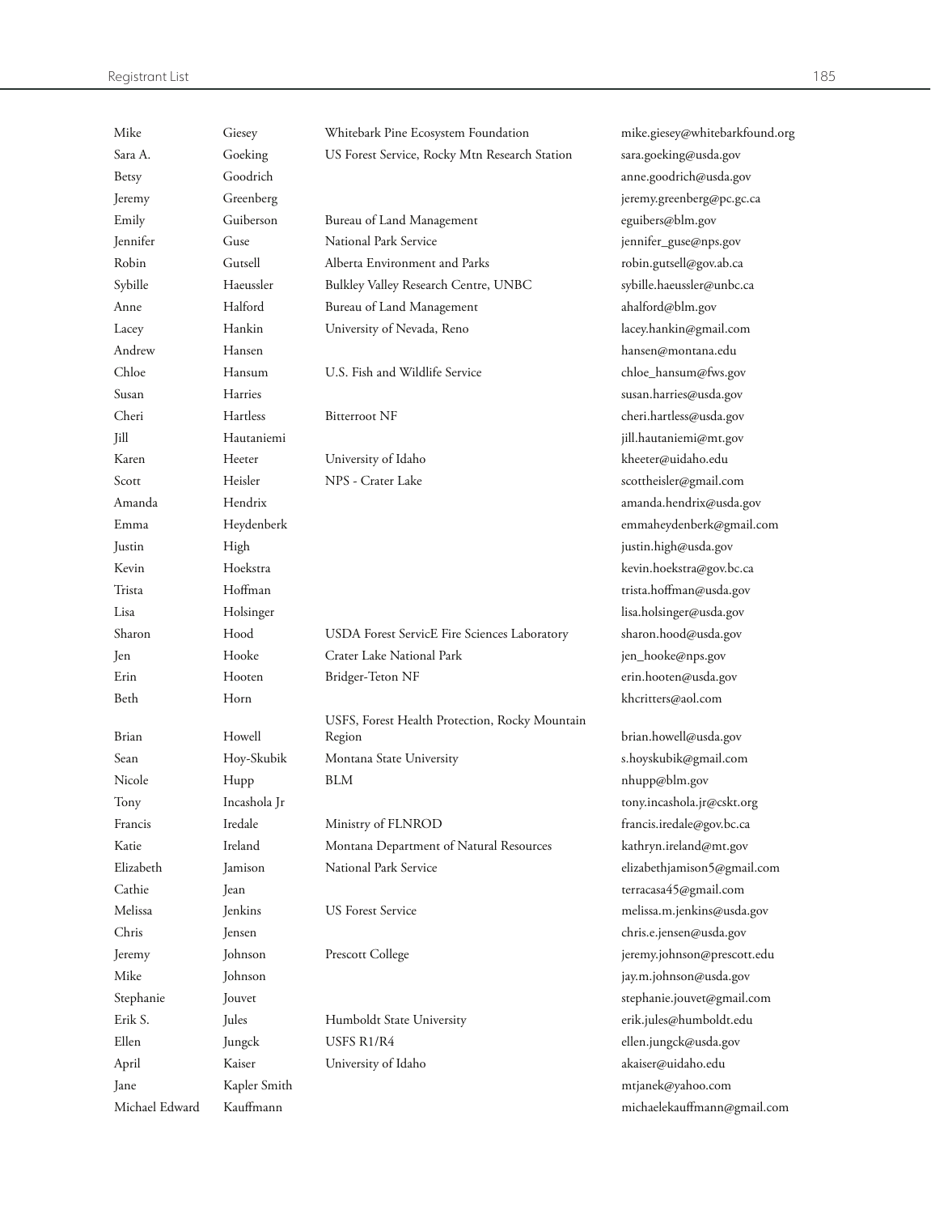| | | | |
|---|---|---|---|
| Mike | Giesey | Whitebark Pine Ecosystem Foundation | mike.giesey@whitebarkfound.org |
| Sara A. | Goeking | US Forest Service, Rocky Mtn Research Station | sara.goeking@usda.gov |
| Betsy | Goodrich | | anne.goodrich@usda.gov |
| Jeremy | Greenberg | | jeremy.greenberg@pc.gc.ca |
| Emily | Guiberson | Bureau of Land Management | eguibers@blm.gov |
| Jennifer | Guse | National Park Service | jennifer_guse@nps.gov |
| Robin | Gutsell | Alberta Environment and Parks | robin.gutsell@gov.ab.ca |
| Sybille | Haeussler | Bulkley Valley Research Centre, UNBC | sybille.haeussler@unbc.ca |
| Anne | Halford | Bureau of Land Management | ahalford@blm.gov |
| Lacey | Hankin | University of Nevada, Reno | lacey.hankin@gmail.com |
| Andrew | Hansen | | hansen@montana.edu |
| Chloe | Hansum | U.S. Fish and Wildlife Service | chloe_hansum@fws.gov |
| Susan | Harries | | susan.harries@usda.gov |
| Cheri | Hartless | Bitterroot NF | cheri.hartless@usda.gov |
| Jill | Hautaniemi | | jill.hautaniemi@mt.gov |
| Karen | Heeter | University of Idaho | kheeter@uidaho.edu |
| Scott | Heisler | NPS - Crater Lake | scottheisler@gmail.com |
| Amanda | Hendrix | | amanda.hendrix@usda.gov |
| Emma | Heydenberk | | emmaheydenberk@gmail.com |
| Justin | High | | justin.high@usda.gov |
| Kevin | Hoekstra | | kevin.hoekstra@gov.bc.ca |
| Trista | Hoffman | | trista.hoffman@usda.gov |
| Lisa | Holsinger | | lisa.holsinger@usda.gov |
| Sharon | Hood | USDA Forest ServicE Fire Sciences Laboratory | sharon.hood@usda.gov |
| Jen | Hooke | Crater Lake National Park | jen_hooke@nps.gov |
| Erin | Hooten | Bridger-Teton NF | erin.hooten@usda.gov |
| Beth | Horn | | khcritters@aol.com |
| Brian | Howell | USFS, Forest Health Protection, Rocky Mountain Region | brian.howell@usda.gov |
| Sean | Hoy-Skubik | Montana State University | s.hoyskubik@gmail.com |
| Nicole | Hupp | BLM | nhupp@blm.gov |
| Tony | Incashola Jr | | tony.incashola.jr@cskt.org |
| Francis | Iredale | Ministry of FLNROD | francis.iredale@gov.bc.ca |
| Katie | Ireland | Montana Department of Natural Resources | kathryn.ireland@mt.gov |
| Elizabeth | Jamison | National Park Service | elizabethjamison5@gmail.com |
| Cathie | Jean | | terracasa45@gmail.com |
| Melissa | Jenkins | US Forest Service | melissa.m.jenkins@usda.gov |
| Chris | Jensen | | chris.e.jensen@usda.gov |
| Jeremy | Johnson | Prescott College | jeremy.johnson@prescott.edu |
| Mike | Johnson | | jay.m.johnson@usda.gov |
| Stephanie | Jouvet | | stephanie.jouvet@gmail.com |
| Erik S. | Jules | Humboldt State University | erik.jules@humboldt.edu |
| Ellen | Jungck | USFS R1/R4 | ellen.jungck@usda.gov |
| April | Kaiser | University of Idaho | akaiser@uidaho.edu |
| Jane | Kapler Smith | | mtjanek@yahoo.com |
| Michael Edward | Kauffmann | | michaelekauffmann@gmail.com |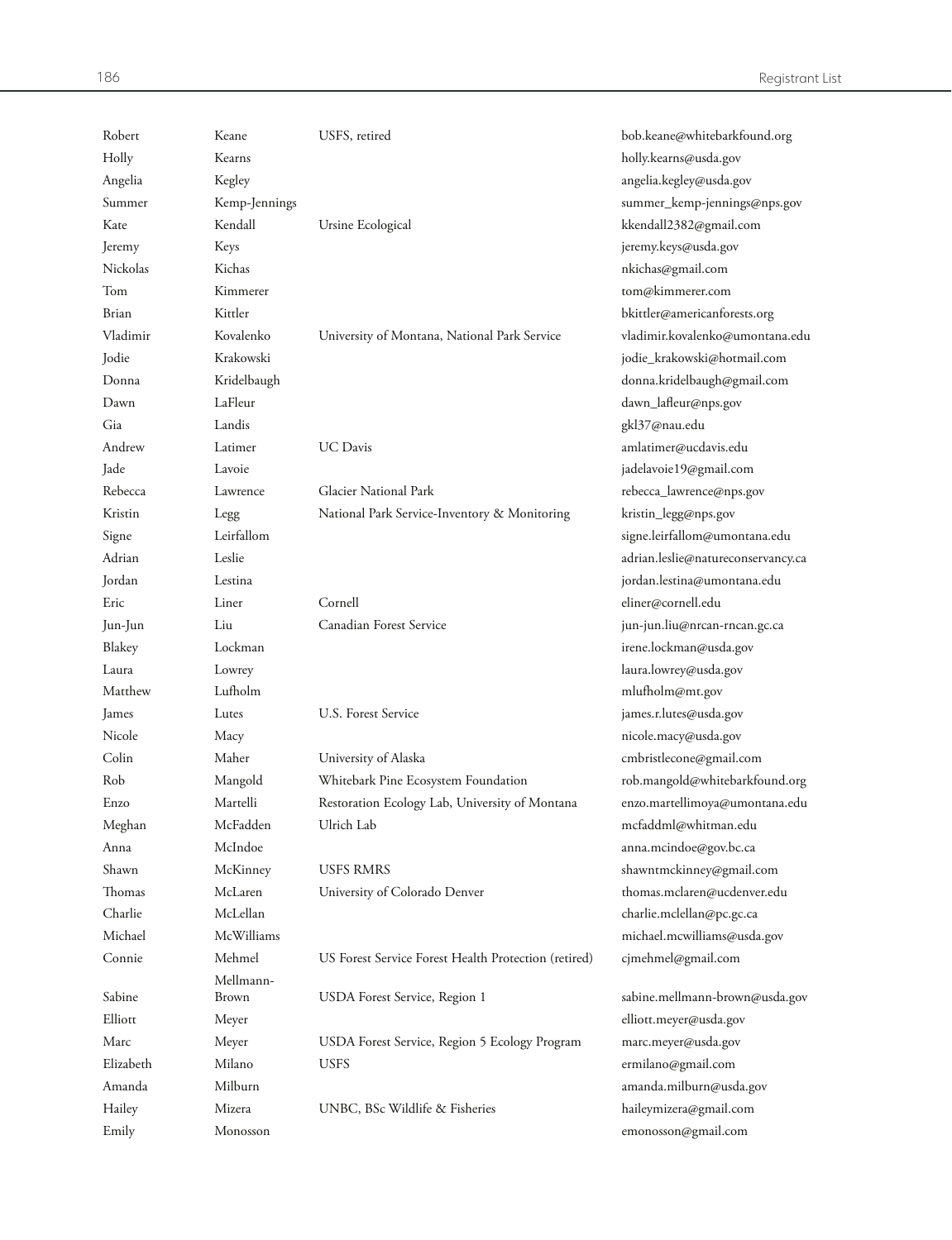| | | | |
|---|---|---|---|
| Robert | Keane | USFS, retired | bob.keane@whitebarkfound.org |
| Holly | Kearns | | holly.kearns@usda.gov |
| Angelia | Kegley | | angelia.kegley@usda.gov |
| Summer | Kemp-Jennings | | summer_kemp-jennings@nps.gov |
| Kate | Kendall | Ursine Ecological | kkendall2382@gmail.com |
| Jeremy | Keys | | jeremy.keys@usda.gov |
| Nickolas | Kichas | | nkichas@gmail.com |
| Tom | Kimmerer | | tom@kimmerer.com |
| Brian | Kittler | | bkittler@americanforests.org |
| Vladimir | Kovalenko | University of Montana, National Park Service | vladimir.kovalenko@umontana.edu |
| Jodie | Krakowski | | jodie_krakowski@hotmail.com |
| Donna | Kridelbaugh | | donna.kridelbaugh@gmail.com |
| Dawn | LaFleur | | dawn_lafleur@nps.gov |
| Gia | Landis | | gkl37@nau.edu |
| Andrew | Latimer | UC Davis | amlatimer@ucdavis.edu |
| Jade | Lavoie | | jadelavoie19@gmail.com |
| Rebecca | Lawrence | Glacier National Park | rebecca_lawrence@nps.gov |
| Kristin | Legg | National Park Service-Inventory & Monitoring | kristin_legg@nps.gov |
| Signe | Leirfallom | | signe.leirfallom@umontana.edu |
| Adrian | Leslie | | adrian.leslie@natureconservancy.ca |
| Jordan | Lestina | | jordan.lestina@umontana.edu |
| Eric | Liner | Cornell | eliner@cornell.edu |
| Jun-Jun | Liu | Canadian Forest Service | jun-jun.liu@nrcan-rncan.gc.ca |
| Blakey | Lockman | | irene.lockman@usda.gov |
| Laura | Lowrey | | laura.lowrey@usda.gov |
| Matthew | Lufholm | | mlufholm@mt.gov |
| James | Lutes | U.S. Forest Service | james.r.lutes@usda.gov |
| Nicole | Macy | | nicole.macy@usda.gov |
| Colin | Maher | University of Alaska | cmbristlecone@gmail.com |
| Rob | Mangold | Whitebark Pine Ecosystem Foundation | rob.mangold@whitebarkfound.org |
| Enzo | Martelli | Restoration Ecology Lab, University of Montana | enzo.martellimoya@umontana.edu |
| Meghan | McFadden | Ulrich Lab | mcfaddml@whitman.edu |
| Anna | McIndoe | | anna.mcindoe@gov.bc.ca |
| Shawn | McKinney | USFS RMRS | shawntmckinney@gmail.com |
| Thomas | McLaren | University of Colorado Denver | thomas.mclaren@ucdenver.edu |
| Charlie | McLellan | | charlie.mclellan@pc.gc.ca |
| Michael | McWilliams | | michael.mcwilliams@usda.gov |
| Connie | Mehmel | US Forest Service Forest Health Protection (retired) | cjmehmel@gmail.com |
| Sabine | Mellmann-Brown | USDA Forest Service, Region 1 | sabine.mellmann-brown@usda.gov |
| Elliott | Meyer | | elliott.meyer@usda.gov |
| Marc | Meyer | USDA Forest Service, Region 5 Ecology Program | marc.meyer@usda.gov |
| Elizabeth | Milano | USFS | ermilano@gmail.com |
| Amanda | Milburn | | amanda.milburn@usda.gov |
| Hailey | Mizera | UNBC, BSc Wildlife & Fisheries | haileymizera@gmail.com |
| Emily | Monosson | | emonosson@gmail.com |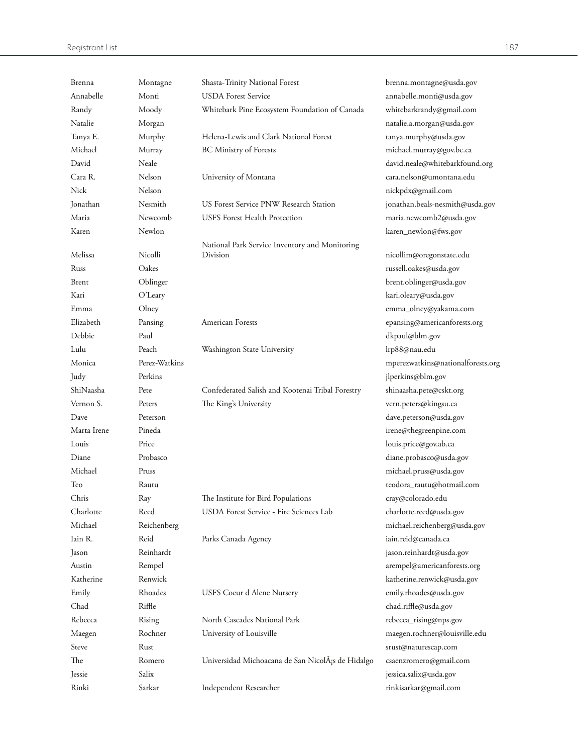| | | | |
|---|---|---|---|
| Brenna | Montagne | Shasta-Trinity National Forest | brenna.montagne@usda.gov |
| Annabelle | Monti | USDA Forest Service | annabelle.monti@usda.gov |
| Randy | Moody | Whitebark Pine Ecosystem Foundation of Canada | whitebarkrandy@gmail.com |
| Natalie | Morgan | | natalie.a.morgan@usda.gov |
| Tanya E. | Murphy | Helena-Lewis and Clark National Forest | tanya.murphy@usda.gov |
| Michael | Murray | BC Ministry of Forests | michael.murray@gov.bc.ca |
| David | Neale | | david.neale@whitebarkfound.org |
| Cara R. | Nelson | University of Montana | cara.nelson@umontana.edu |
| Nick | Nelson | | nickpdx@gmail.com |
| Jonathan | Nesmith | US Forest Service PNW Research Station | jonathan.beals-nesmith@usda.gov |
| Maria | Newcomb | USFS Forest Health Protection | maria.newcomb2@usda.gov |
| Karen | Newlon | | karen_newlon@fws.gov |
| Melissa | Nicolli | National Park Service Inventory and Monitoring Division | nicollim@oregonstate.edu |
| Russ | Oakes | | russell.oakes@usda.gov |
| Brent | Oblinger | | brent.oblinger@usda.gov |
| Kari | O'Leary | | kari.oleary@usda.gov |
| Emma | Olney | | emma_olney@yakama.com |
| Elizabeth | Pansing | American Forests | epansing@americanforests.org |
| Debbie | Paul | | dkpaul@blm.gov |
| Lulu | Peach | Washington State University | lrp88@nau.edu |
| Monica | Perez-Watkins | | mperezwatkins@nationalforests.org |
| Judy | Perkins | | jlperkins@blm.gov |
| ShiNaasha | Pete | Confederated Salish and Kootenai Tribal Forestry | shinaasha.pete@cskt.org |
| Vernon S. | Peters | The King's University | vern.peters@kingsu.ca |
| Dave | Peterson | | dave.peterson@usda.gov |
| Marta Irene | Pineda | | irene@thegreenpine.com |
| Louis | Price | | louis.price@gov.ab.ca |
| Diane | Probasco | | diane.probasco@usda.gov |
| Michael | Pruss | | michael.pruss@usda.gov |
| Teo | Rautu | | teodora_rautu@hotmail.com |
| Chris | Ray | The Institute for Bird Populations | cray@colorado.edu |
| Charlotte | Reed | USDA Forest Service - Fire Sciences Lab | charlotte.reed@usda.gov |
| Michael | Reichenberg | | michael.reichenberg@usda.gov |
| Iain R. | Reid | Parks Canada Agency | iain.reid@canada.ca |
| Jason | Reinhardt | | jason.reinhardt@usda.gov |
| Austin | Rempel | | arempel@americanforests.org |
| Katherine | Renwick | | katherine.renwick@usda.gov |
| Emily | Rhoades | USFS Coeur d Alene Nursery | emily.rhoades@usda.gov |
| Chad | Riffle | | chad.riffle@usda.gov |
| Rebecca | Rising | North Cascades National Park | rebecca_rising@nps.gov |
| Maegen | Rochner | University of Louisville | maegen.rochner@louisville.edu |
| Steve | Rust | | srust@naturescap.com |
| The | Romero | Universidad Michoacana de San NicolÃ¡s de Hidalgo | csaenzromero@gmail.com |
| Jessie | Salix | | jessica.salix@usda.gov |
| Rinki | Sarkar | Independent Researcher | rinkisarkar@gmail.com |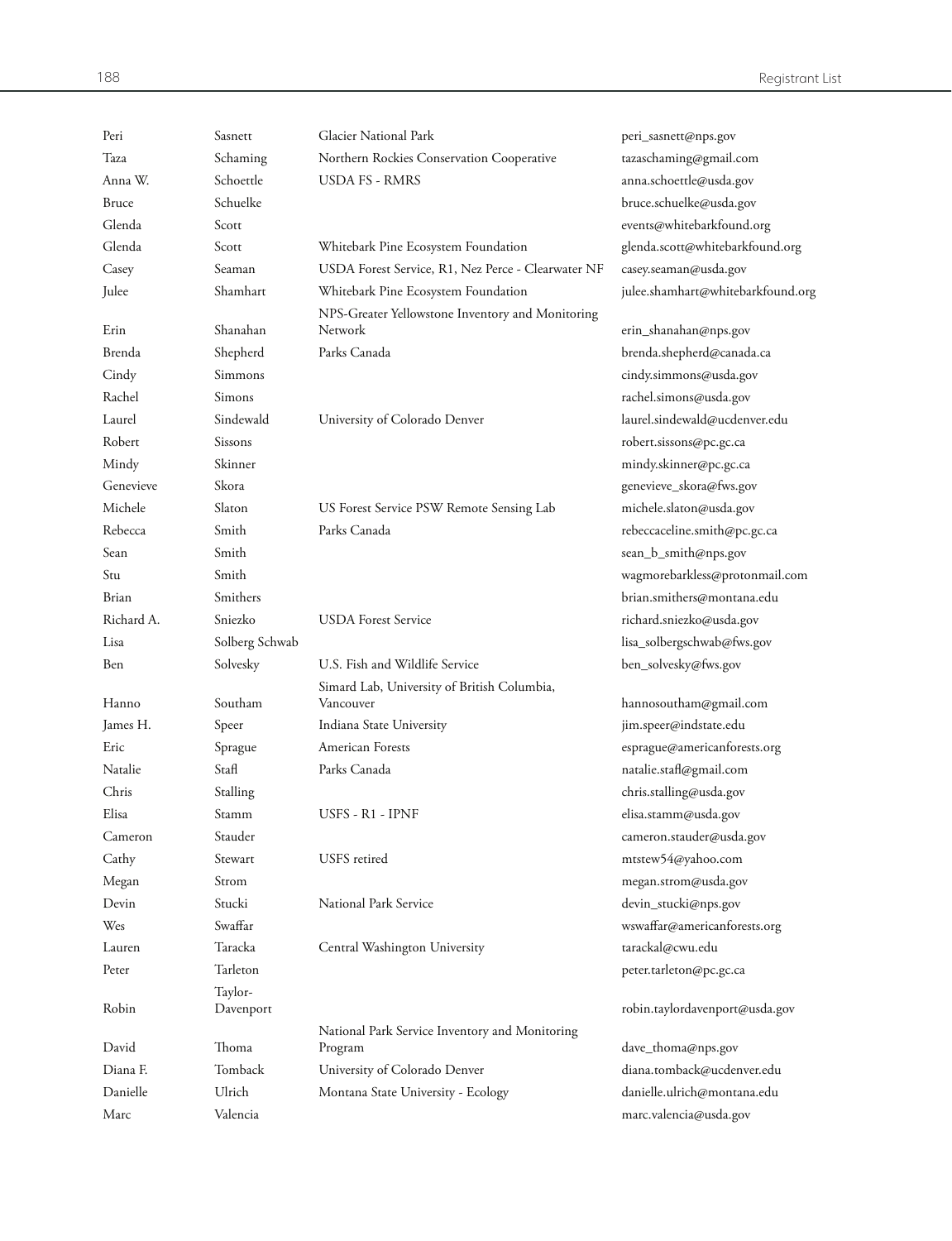| | | | |
|---|---|---|---|
| Peri | Sasnett | Glacier National Park | peri_sasnett@nps.gov |
| Taza | Schaming | Northern Rockies Conservation Cooperative | tazaschaming@gmail.com |
| Anna W. | Schoettle | USDA FS - RMRS | anna.schoettle@usda.gov |
| Bruce | Schuelke | | bruce.schuelke@usda.gov |
| Glenda | Scott | | events@whitebarkfound.org |
| Glenda | Scott | Whitebark Pine Ecosystem Foundation | glenda.scott@whitebarkfound.org |
| Casey | Seaman | USDA Forest Service, R1, Nez Perce - Clearwater NF | casey.seaman@usda.gov |
| Julee | Shamhart | Whitebark Pine Ecosystem Foundation | julee.shamhart@whitebarkfound.org |
| Erin | Shanahan | NPS-Greater Yellowstone Inventory and Monitoring Network | erin_shanahan@nps.gov |
| Brenda | Shepherd | Parks Canada | brenda.shepherd@canada.ca |
| Cindy | Simmons | | cindy.simmons@usda.gov |
| Rachel | Simons | | rachel.simons@usda.gov |
| Laurel | Sindewald | University of Colorado Denver | laurel.sindewald@ucdenver.edu |
| Robert | Sissons | | robert.sissons@pc.gc.ca |
| Mindy | Skinner | | mindy.skinner@pc.gc.ca |
| Genevieve | Skora | | genevieve_skora@fws.gov |
| Michele | Slaton | US Forest Service PSW Remote Sensing Lab | michele.slaton@usda.gov |
| Rebecca | Smith | Parks Canada | rebeccaceline.smith@pc.gc.ca |
| Sean | Smith | | sean_b_smith@nps.gov |
| Stu | Smith | | wagmorebarkless@protonmail.com |
| Brian | Smithers | | brian.smithers@montana.edu |
| Richard A. | Sniezko | USDA Forest Service | richard.sniezko@usda.gov |
| Lisa | Solberg Schwab | | lisa_solbergschwab@fws.gov |
| Ben | Solvesky | U.S. Fish and Wildlife Service | ben_solvesky@fws.gov |
| Hanno | Southam | Simard Lab, University of British Columbia, Vancouver | hannosoutham@gmail.com |
| James H. | Speer | Indiana State University | jim.speer@indstate.edu |
| Eric | Sprague | American Forests | esprague@americanforests.org |
| Natalie | Stafl | Parks Canada | natalie.stafl@gmail.com |
| Chris | Stalling | | chris.stalling@usda.gov |
| Elisa | Stamm | USFS - R1 - IPNF | elisa.stamm@usda.gov |
| Cameron | Stauder | | cameron.stauder@usda.gov |
| Cathy | Stewart | USFS retired | mtstew54@yahoo.com |
| Megan | Strom | | megan.strom@usda.gov |
| Devin | Stucki | National Park Service | devin_stucki@nps.gov |
| Wes | Swaffar | | wswaffar@americanforests.org |
| Lauren | Taracka | Central Washington University | tarackal@cwu.edu |
| Peter | Tarleton | | peter.tarleton@pc.gc.ca |
| Robin | Taylor-Davenport | | robin.taylordavenport@usda.gov |
| David | Thoma | National Park Service Inventory and Monitoring Program | dave_thoma@nps.gov |
| Diana F. | Tomback | University of Colorado Denver | diana.tomback@ucdenver.edu |
| Danielle | Ulrich | Montana State University - Ecology | danielle.ulrich@montana.edu |
| Marc | Valencia | | marc.valencia@usda.gov |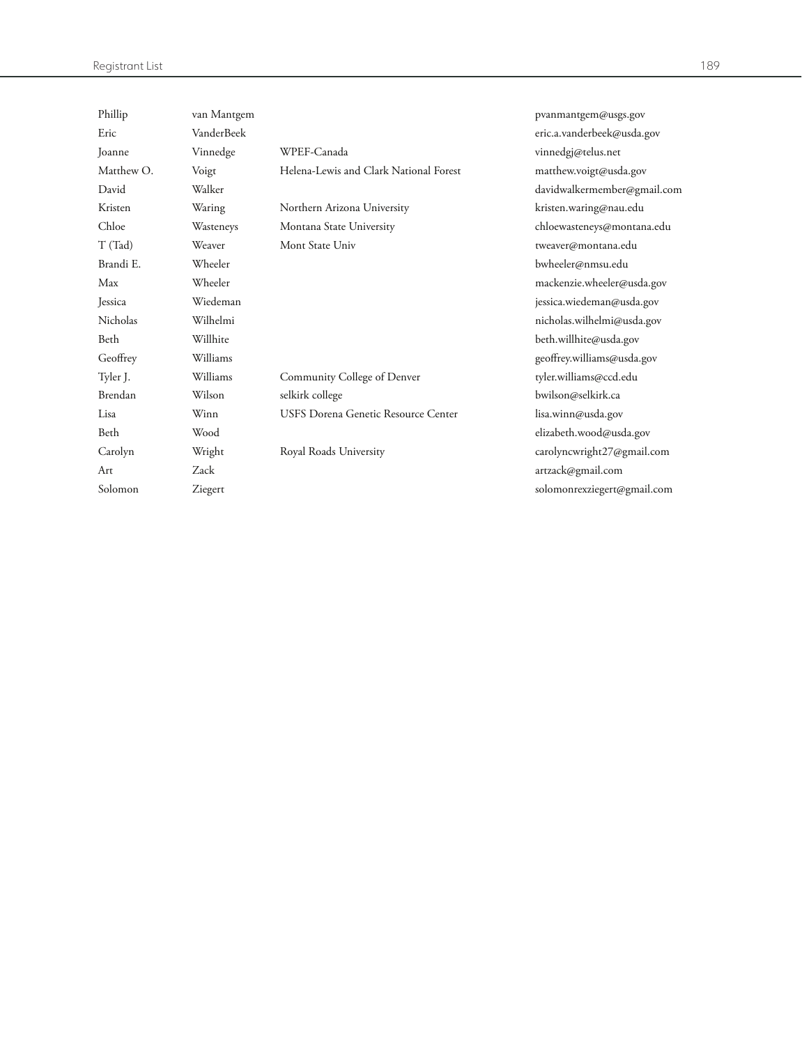| | | | |
|---|---|---|---|
| Phillip | van Mantgem | | pvanmantgem@usgs.gov |
| Eric | VanderBeek | | eric.a.vanderbeek@usda.gov |
| Joanne | Vinnedge | WPEF-Canada | vinnedgj@telus.net |
| Matthew O. | Voigt | Helena-Lewis and Clark National Forest | matthew.voigt@usda.gov |
| David | Walker | | davidwalkermember@gmail.com |
| Kristen | Waring | Northern Arizona University | kristen.waring@nau.edu |
| Chloe | Wasteneys | Montana State University | chloewasteneys@montana.edu |
| T (Tad) | Weaver | Mont State Univ | tweaver@montana.edu |
| Brandi E. | Wheeler | | bwheeler@nmsu.edu |
| Max | Wheeler | | mackenzie.wheeler@usda.gov |
| Jessica | Wiedeman | | jessica.wiedeman@usda.gov |
| Nicholas | Wilhelmi | | nicholas.wilhelmi@usda.gov |
| Beth | Willhite | | beth.willhite@usda.gov |
| Geoffrey | Williams | | geoffrey.williams@usda.gov |
| Tyler J. | Williams | Community College of Denver | tyler.williams@ccd.edu |
| Brendan | Wilson | selkirk college | bwilson@selkirk.ca |
| Lisa | Winn | USFS Dorena Genetic Resource Center | lisa.winn@usda.gov |
| Beth | Wood | | elizabeth.wood@usda.gov |
| Carolyn | Wright | Royal Roads University | carolyncwright27@gmail.com |
| Art | Zack | | artzack@gmail.com |
| Solomon | Ziegert | | solomonrexziegert@gmail.com |